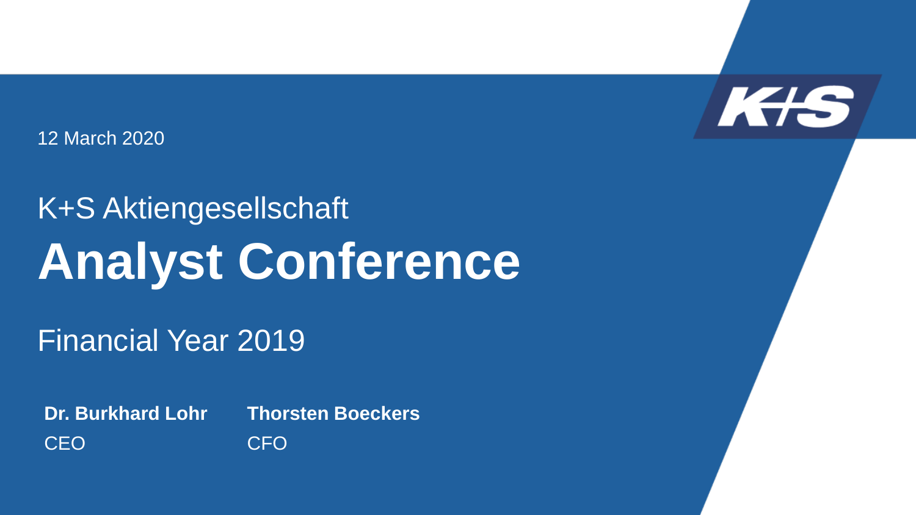12 March 2020

K+S Aktiengesellschaft

# Analyst Conference

Financial Year 2019

**Dr. Burkhard Lohr**
CEO

**Thorsten Boeckers**
CFO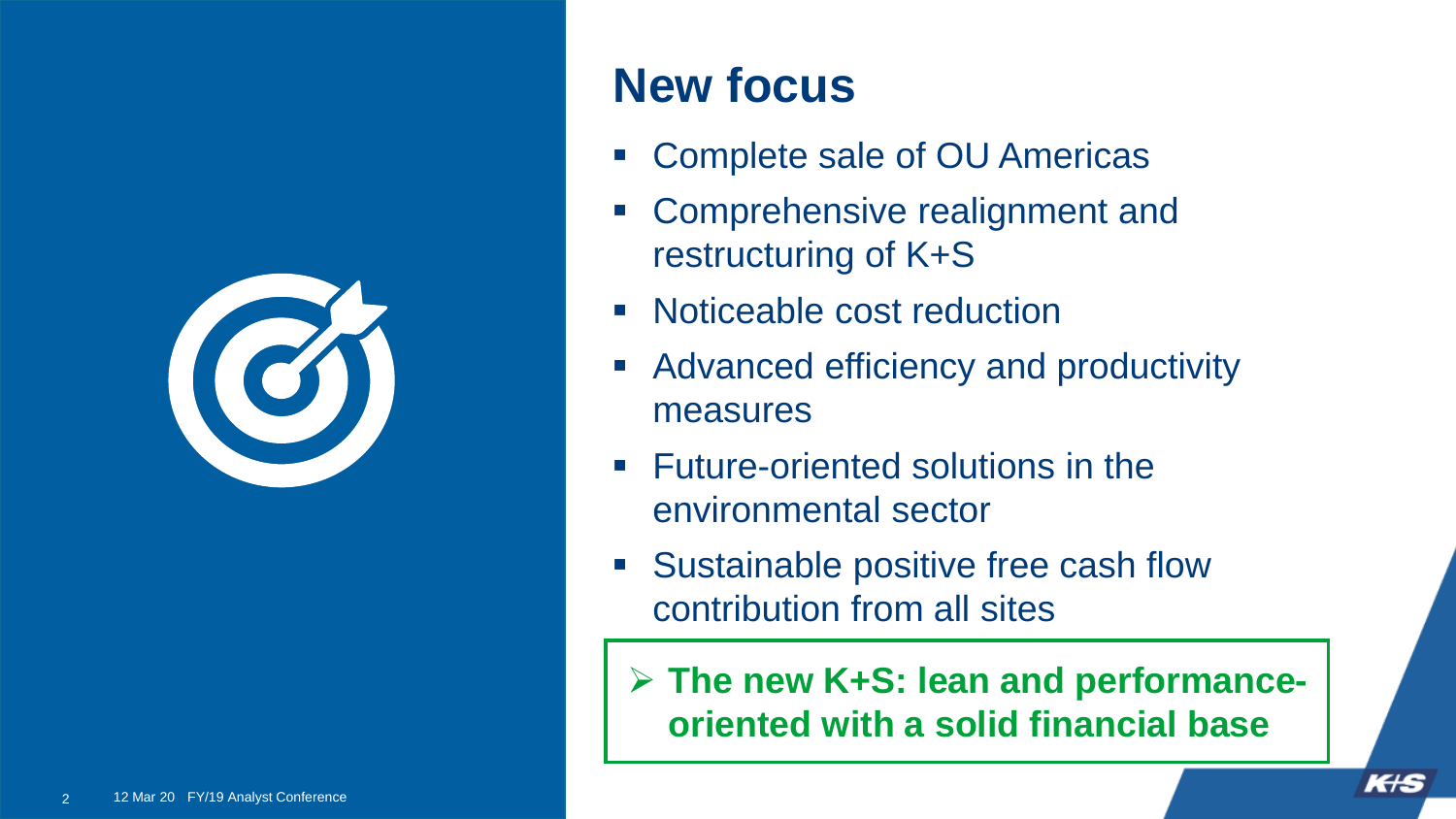# New focus

- Complete sale of OU Americas
- Comprehensive realignment and restructuring of K+S
- Noticeable cost reduction
- Advanced efficiency and productivity measures
- Future-oriented solutions in the environmental sector
- Sustainable positive free cash flow contribution from all sites

> **The new K+S: lean and performance-oriented with a solid financial base**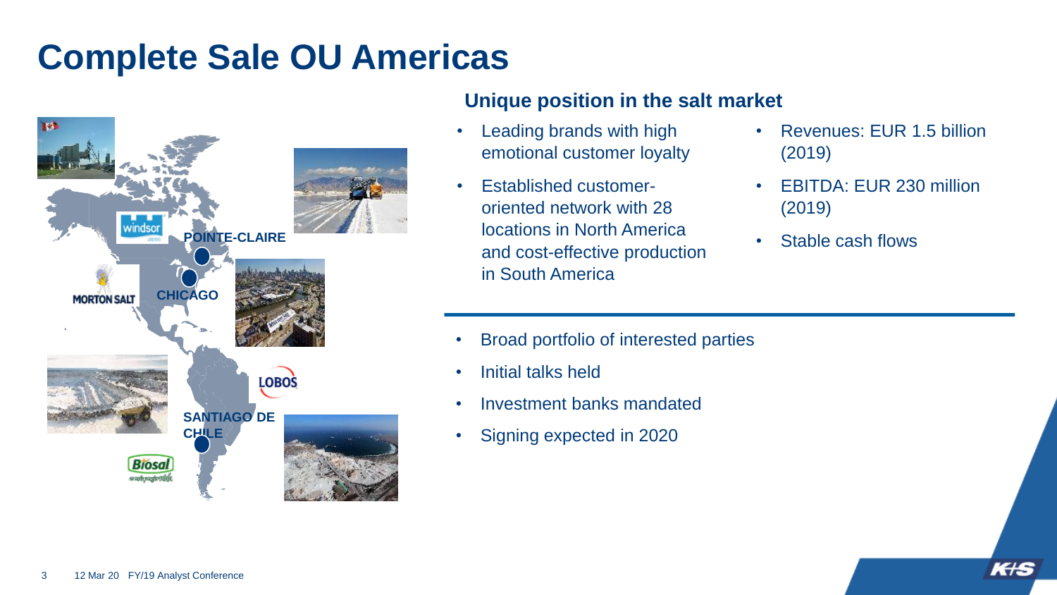# Complete Sale OU Americas

POINTE-CLAIRE

CHICAGO

MORTON SALT

LOBOS

SANTIAGO DE CHILE

## Unique position in the salt market

- Leading brands with high emotional customer loyalty
- Established customer-oriented network with 28 locations in North America and cost-effective production in South America
- Revenues: EUR 1.5 billion (2019)
- EBITDA: EUR 230 million (2019)
- Stable cash flows

---

- Broad portfolio of interested parties
- Initial talks held
- Investment banks mandated
- Signing expected in 2020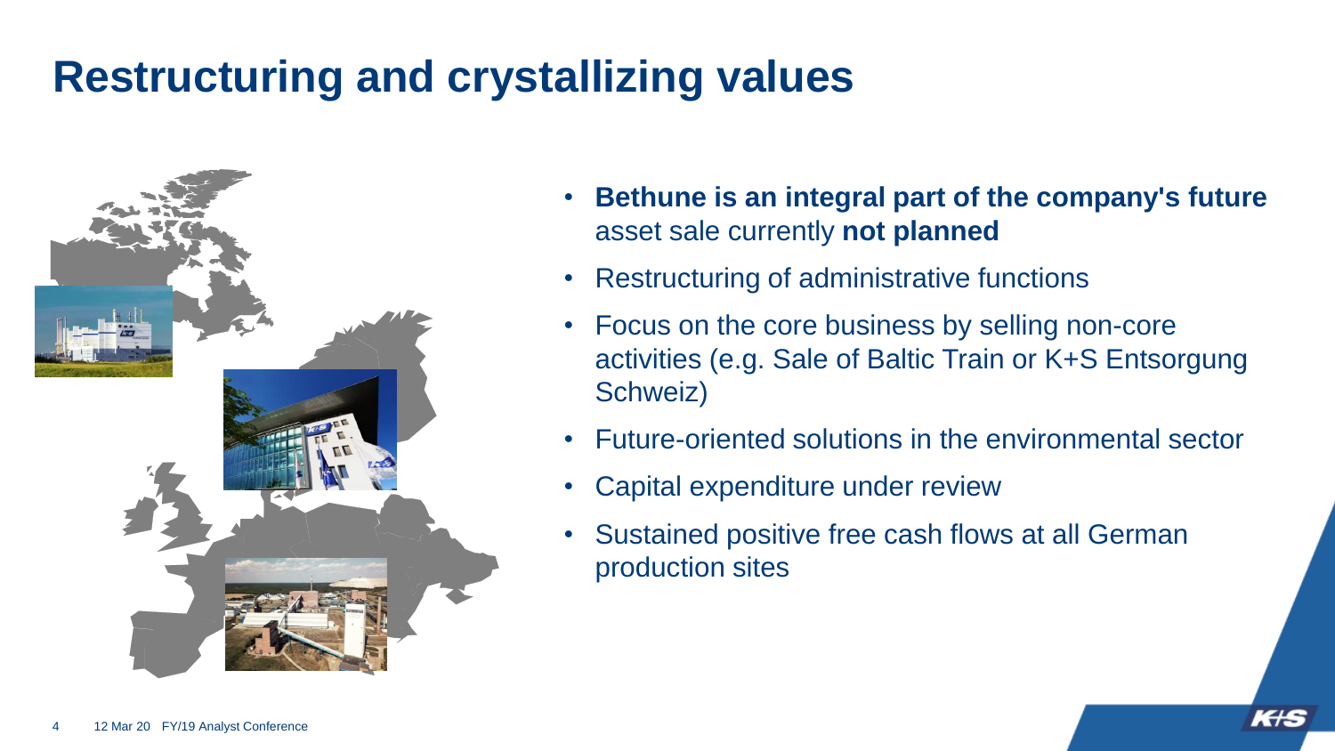# Restructuring and crystallizing values

- **Bethune is an integral part of the company's future** asset sale currently **not planned**
- Restructuring of administrative functions
- Focus on the core business by selling non-core activities (e.g. Sale of Baltic Train or K+S Entsorgung Schweiz)
- Future-oriented solutions in the environmental sector
- Capital expenditure under review
- Sustained positive free cash flows at all German production sites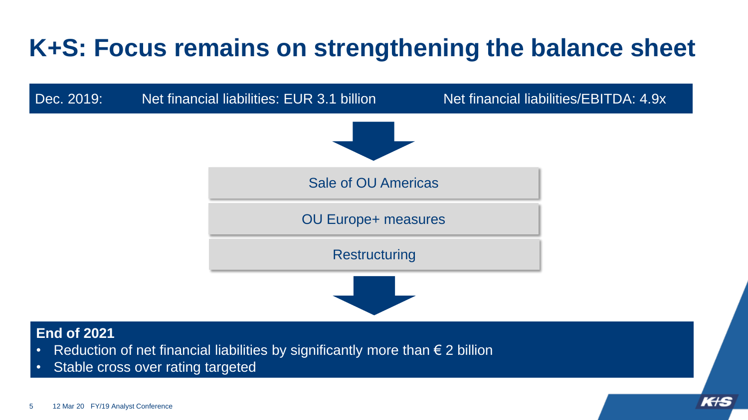# K+S: Focus remains on strengthening the balance sheet

Dec. 2019: Net financial liabilities: EUR 3.1 billion Net financial liabilities/EBITDA: 4.9x

Sale of OU Americas

OU Europe+ measures

Restructuring

**End of 2021**

- Reduction of net financial liabilities by significantly more than € 2 billion
- Stable cross over rating targeted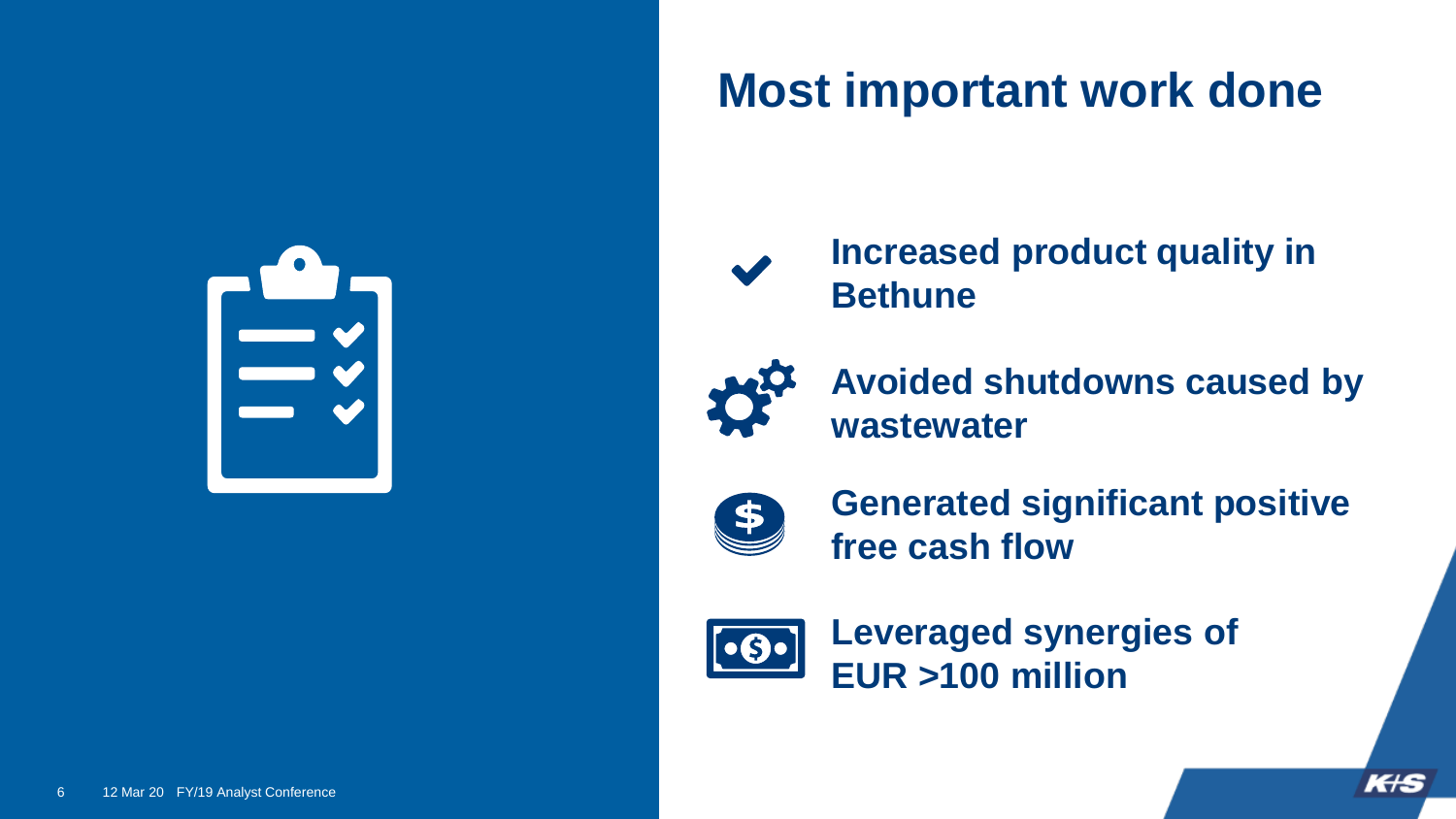# Most important work done

- Increased product quality in Bethune
- Avoided shutdowns caused by wastewater
- Generated significant positive free cash flow
- Leveraged synergies of EUR >100 million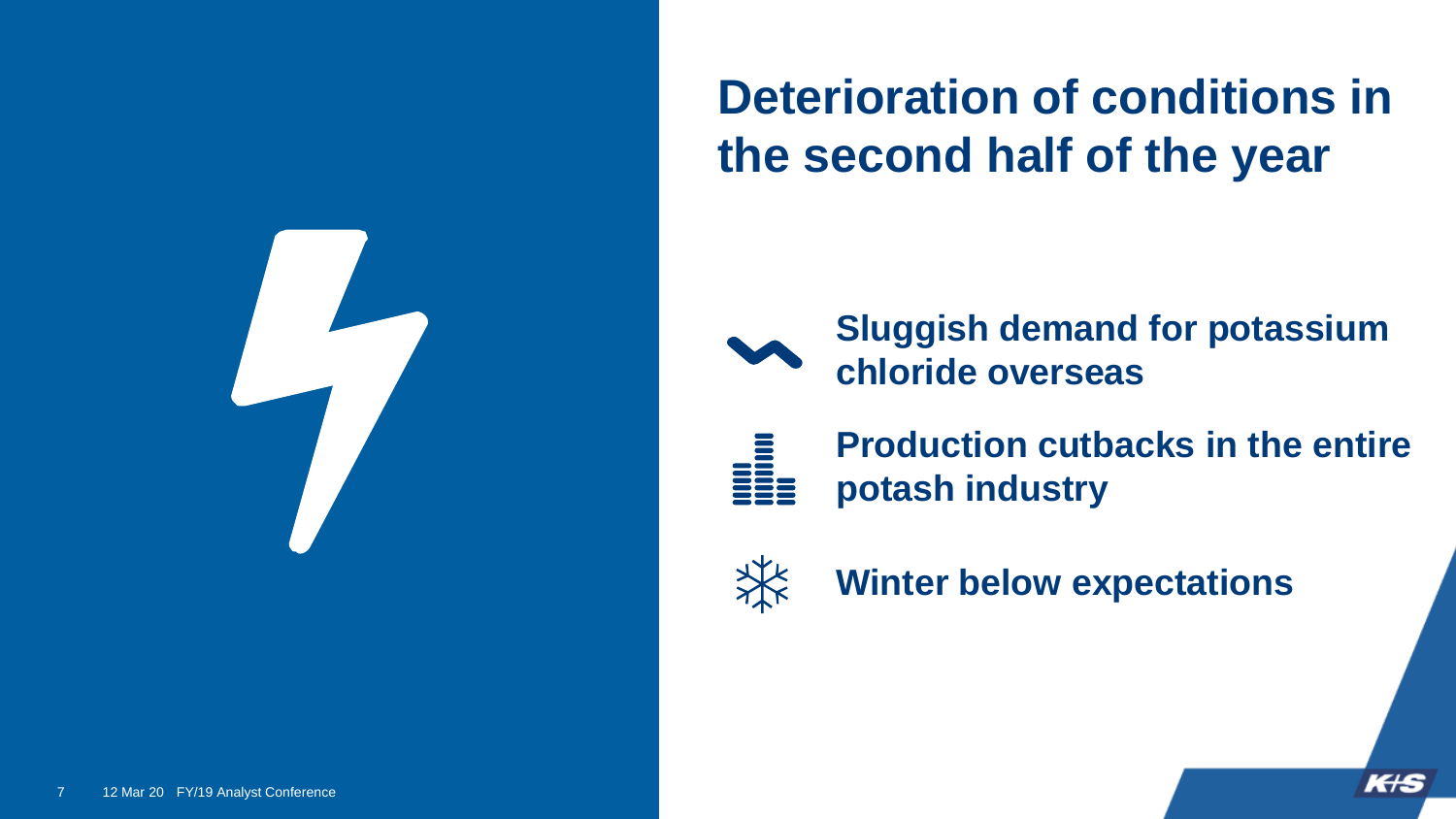# Deterioration of conditions in the second half of the year

- **Sluggish demand for potassium chloride overseas**
- **Production cutbacks in the entire potash industry**
- **Winter below expectations**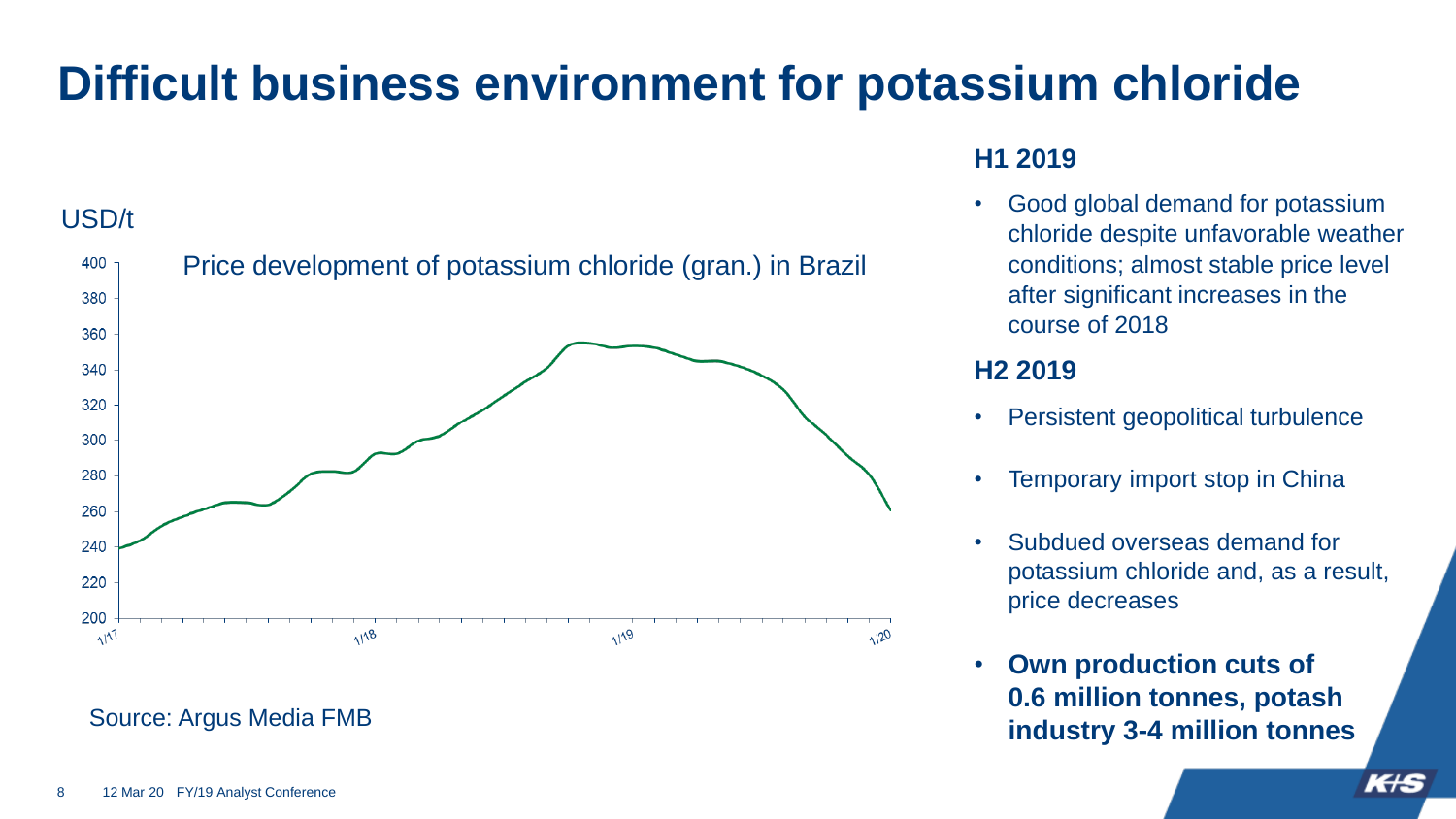# Difficult business environment for potassium chloride

USD/t

Price development of potassium chloride (gran.) in Brazil

Source: Argus Media FMB

### H1 2019

- Good global demand for potassium chloride despite unfavorable weather conditions; almost stable price level after significant increases in the course of 2018

### H2 2019

- Persistent geopolitical turbulence
- Temporary import stop in China
- Subdued overseas demand for potassium chloride and, as a result, price decreases
- **Own production cuts of 0.6 million tonnes, potash industry 3-4 million tonnes**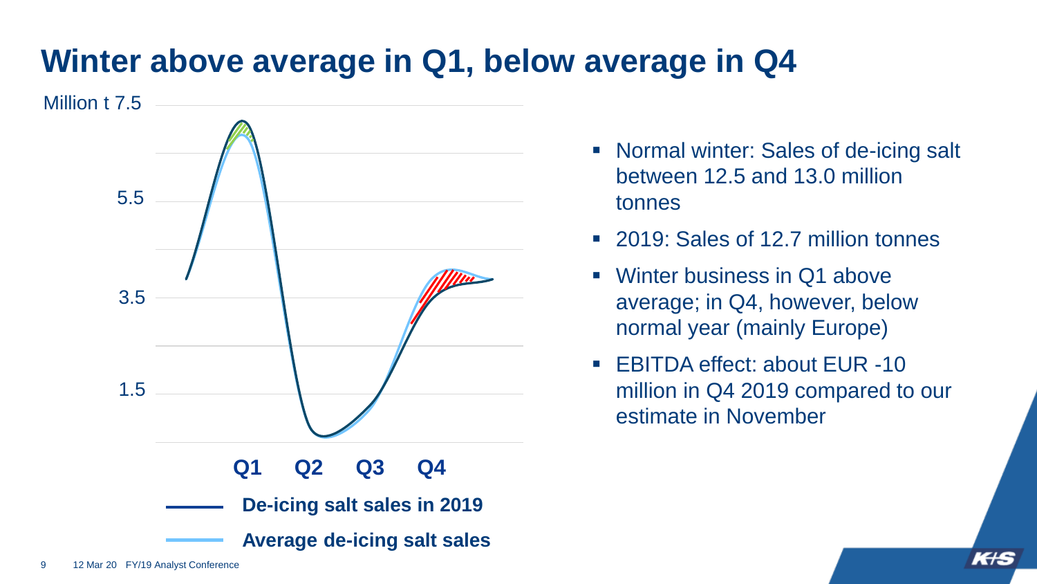# Winter above average in Q1, below average in Q4

Million t 7.5

5.5

3.5

1.5

Q1 Q2 Q3 Q4

**De-icing salt sales in 2019**

**Average de-icing salt sales**

- Normal winter: Sales of de-icing salt between 12.5 and 13.0 million tonnes
- 2019: Sales of 12.7 million tonnes
- Winter business in Q1 above average; in Q4, however, below normal year (mainly Europe)
- EBITDA effect: about EUR -10 million in Q4 2019 compared to our estimate in November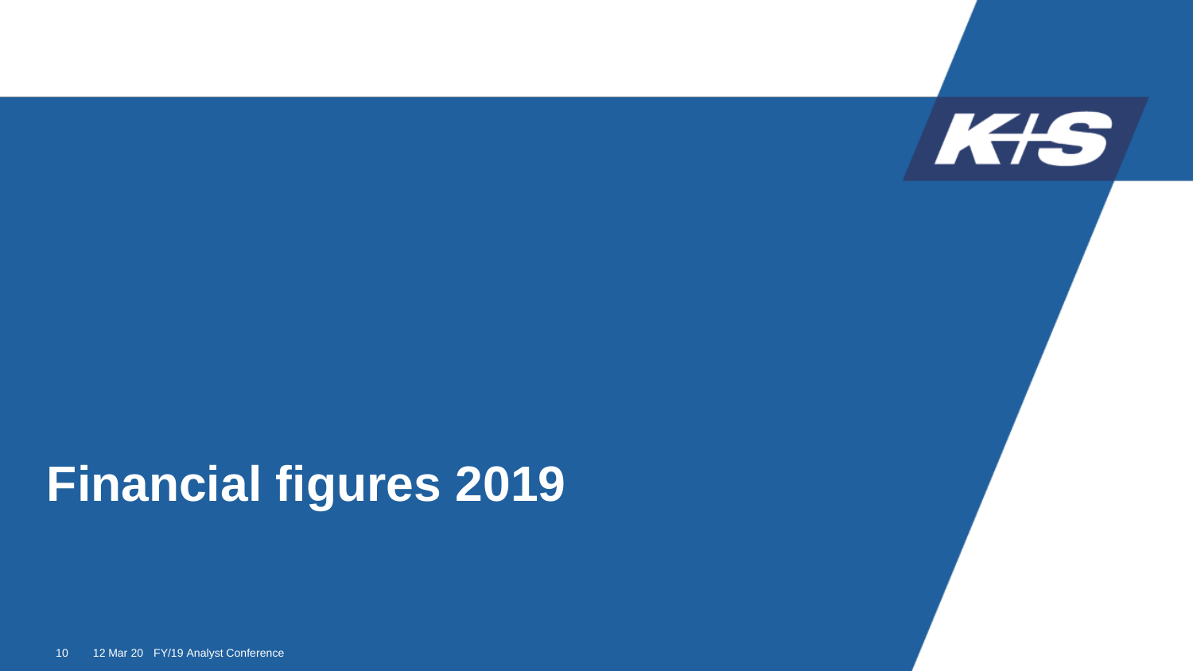# Financial figures 2019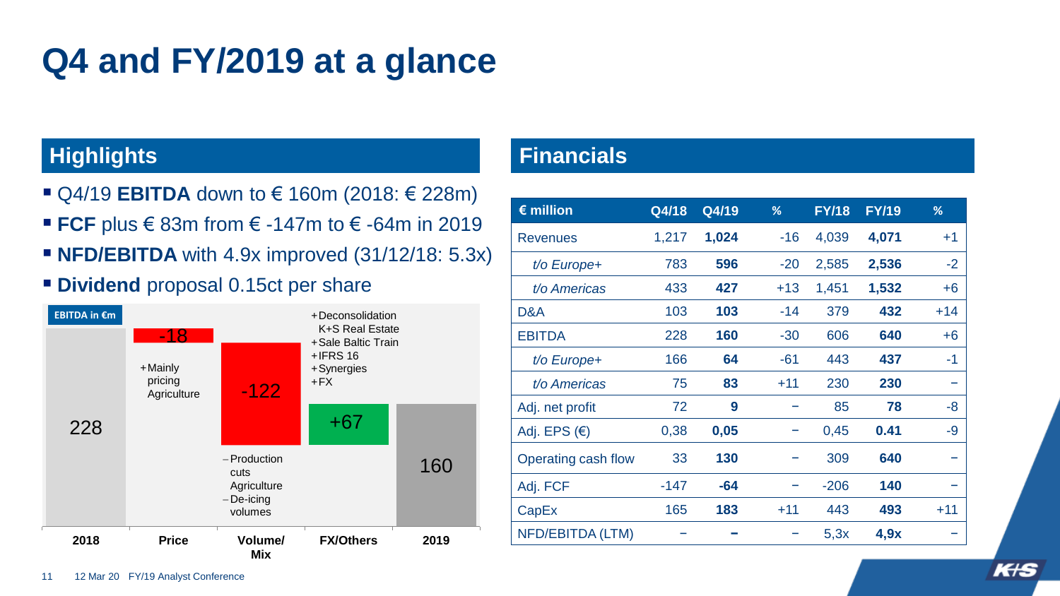# Q4 and FY/2019 at a glance

## Highlights

- Q4/19 **EBITDA** down to € 160m (2018: € 228m)
- **FCF** plus € 83m from € -147m to € -64m in 2019
- **NFD/EBITDA** with 4.9x improved (31/12/18: 5.3x)
- **Dividend** proposal 0.15ct per share

**EBITDA in €m**

| 2018 | Price | Volume/Mix | FX/Others | 2019 |
|---|---|---|---|---|
| 228 | -18 | -122 | +67 | 160 |

Price:
+ Mainly pricing Agriculture

Volume/Mix:
– Production cuts Agriculture
– De-icing volumes

FX/Others:
+ Deconsolidation K+S Real Estate
+ Sale Baltic Train
+ IFRS 16
+ Synergies
+ FX

## Financials

| € million | Q4/18 | Q4/19 | % | FY/18 | FY/19 | % |
|---|---|---|---|---|---|---|
| Revenues | 1,217 | **1,024** | -16 | 4,039 | **4,071** | +1 |
| *t/o Europe+* | 783 | **596** | -20 | 2,585 | **2,536** | -2 |
| *t/o Americas* | 433 | **427** | +13 | 1,451 | **1,532** | +6 |
| D&A | 103 | **103** | -14 | 379 | **432** | +14 |
| EBITDA | 228 | **160** | -30 | 606 | **640** | +6 |
| *t/o Europe+* | 166 | **64** | -61 | 443 | **437** | -1 |
| *t/o Americas* | 75 | **83** | +11 | 230 | **230** | – |
| Adj. net profit | 72 | **9** | – | 85 | **78** | -8 |
| Adj. EPS (€) | 0,38 | **0,05** | – | 0,45 | **0.41** | -9 |
| Operating cash flow | 33 | **130** | – | 309 | **640** | – |
| Adj. FCF | -147 | **-64** | – | -206 | **140** | – |
| CapEx | 165 | **183** | +11 | 443 | **493** | +11 |
| NFD/EBITDA (LTM) | – | **–** | – | 5,3x | **4,9x** | – |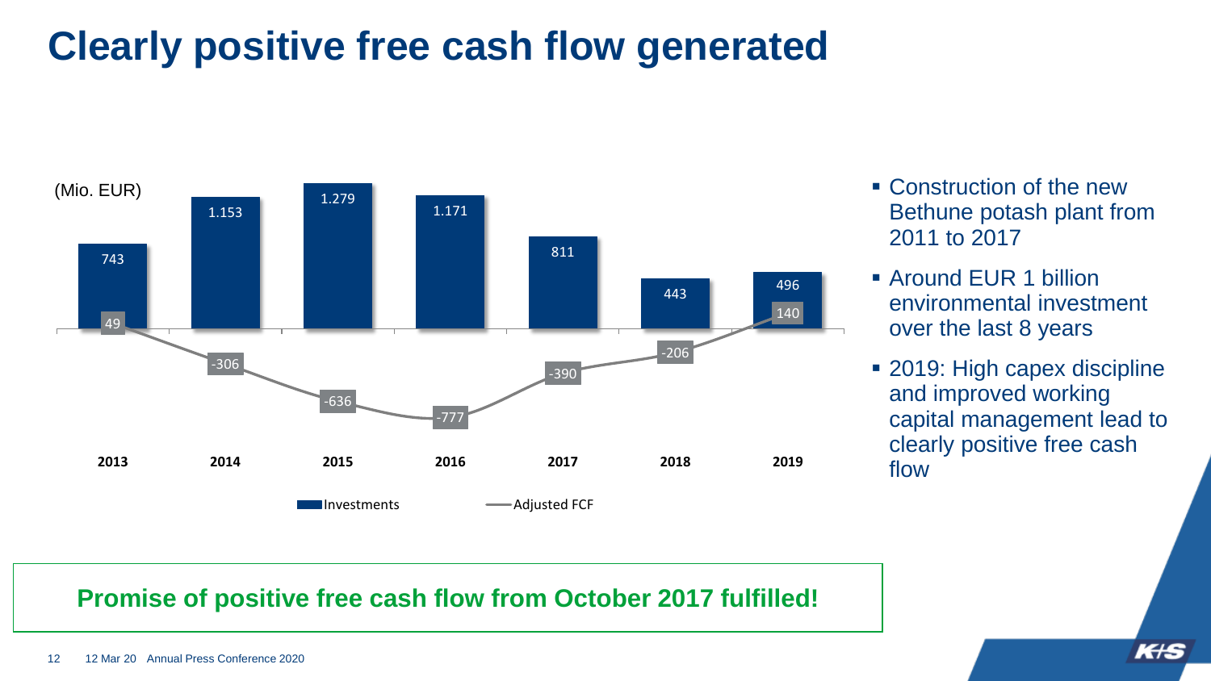# Clearly positive free cash flow generated

(Mio. EUR)

| | 2013 | 2014 | 2015 | 2016 | 2017 | 2018 | 2019 |
|---|---|---|---|---|---|---|---|
| Investments | 743 | 1.153 | 1.279 | 1.171 | 811 | 443 | 496 |
| Adjusted FCF | 49 | -306 | -636 | -777 | -390 | -206 | 140 |

- Construction of the new Bethune potash plant from 2011 to 2017
- Around EUR 1 billion environmental investment over the last 8 years
- 2019: High capex discipline and improved working capital management lead to clearly positive free cash flow

**Promise of positive free cash flow from October 2017 fulfilled!**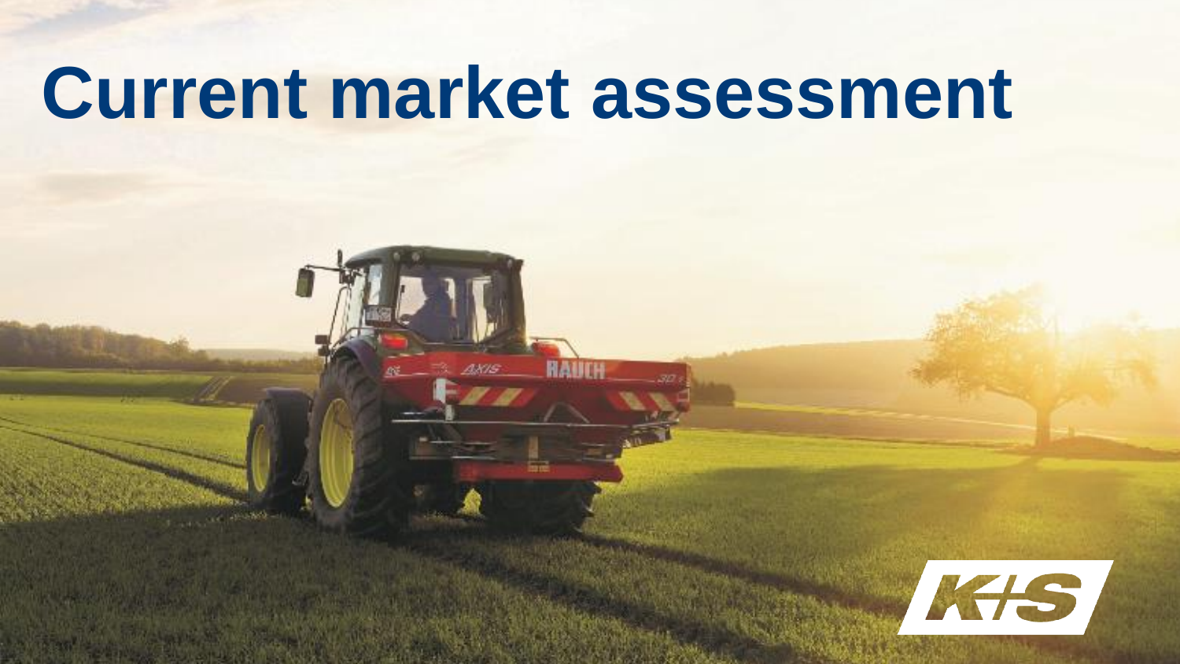# Current market assessment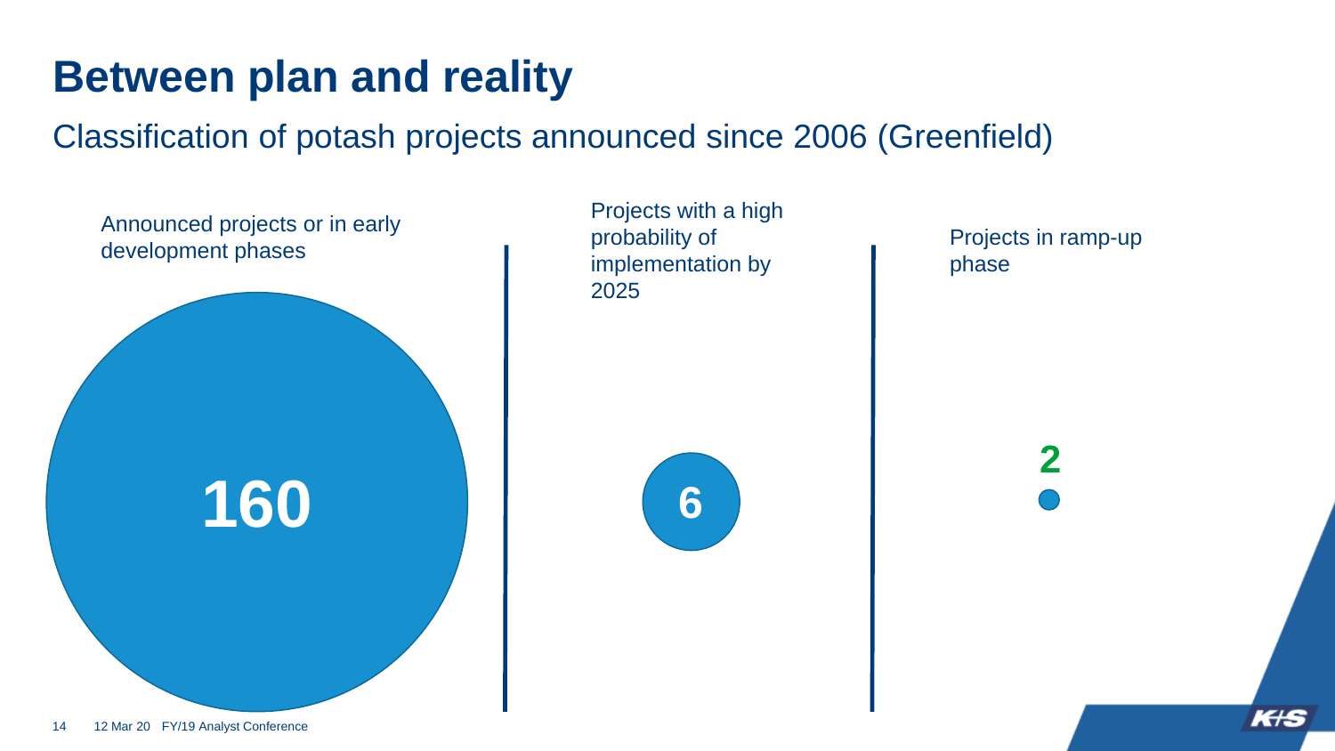# Between plan and reality

## Classification of potash projects announced since 2006 (Greenfield)

Announced projects or in early development phases

**160**

Projects with a high probability of implementation by 2025

**6**

Projects in ramp-up phase

**2**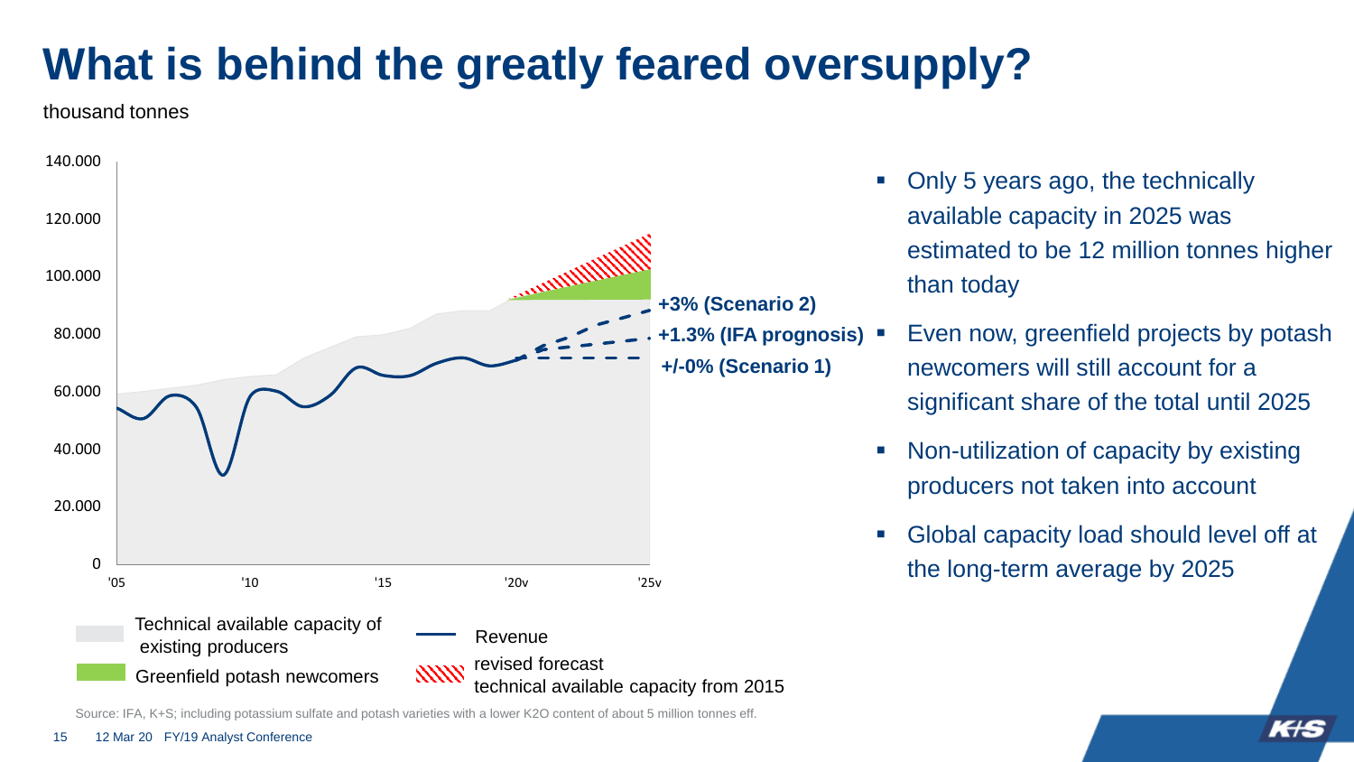# What is behind the greatly feared oversupply?

thousand tonnes

140.000
120.000
100.000
80.000
60.000
40.000
20.000
0

'05 '10 '15 '20v '25v

+3% (Scenario 2)
+1.3% (IFA prognosis)
+/-0% (Scenario 1)

Technical available capacity of existing producers
Greenfield potash newcomers
Revenue
revised forecast technical available capacity from 2015

- Only 5 years ago, the technically available capacity in 2025 was estimated to be 12 million tonnes higher than today
- Even now, greenfield projects by potash newcomers will still account for a significant share of the total until 2025
- Non-utilization of capacity by existing producers not taken into account
- Global capacity load should level off at the long-term average by 2025

Source: IFA, K+S; including potassium sulfate and potash varieties with a lower K2O content of about 5 million tonnes eff.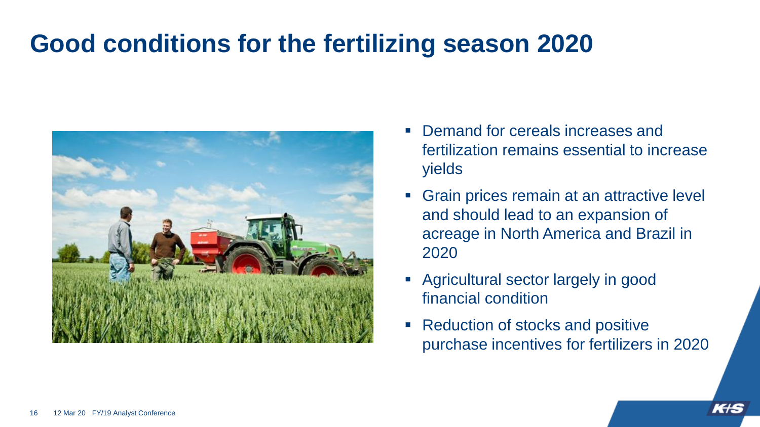# Good conditions for the fertilizing season 2020

- Demand for cereals increases and fertilization remains essential to increase yields
- Grain prices remain at an attractive level and should lead to an expansion of acreage in North America and Brazil in 2020
- Agricultural sector largely in good financial condition
- Reduction of stocks and positive purchase incentives for fertilizers in 2020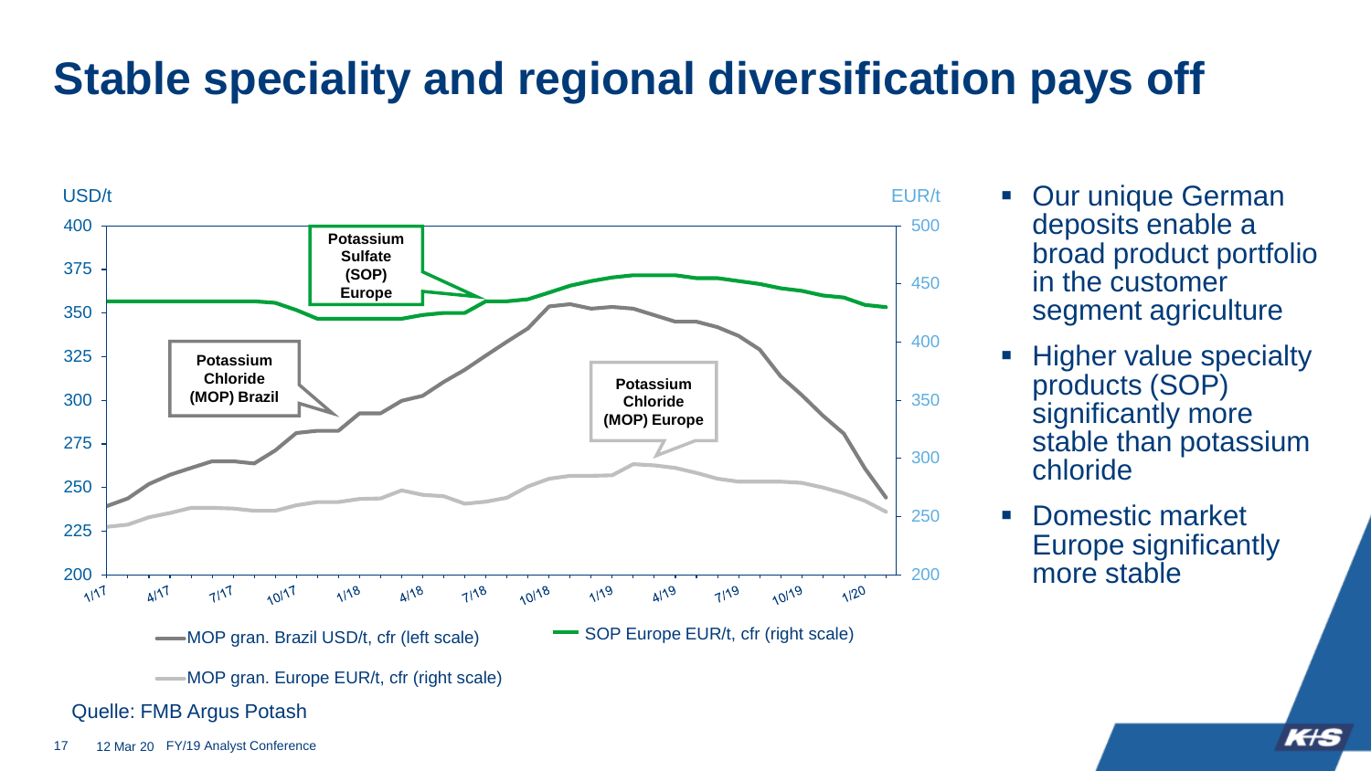# Stable speciality and regional diversification pays off

USD/t | EUR/t

Potassium Sulfate (SOP) Europe

Potassium Chloride (MOP) Brazil

Potassium Chloride (MOP) Europe

MOP gran. Brazil USD/t, cfr (left scale)

SOP Europe EUR/t, cfr (right scale)

MOP gran. Europe EUR/t, cfr (right scale)

Quelle: FMB Argus Potash

- Our unique German deposits enable a broad product portfolio in the customer segment agriculture
- Higher value specialty products (SOP) significantly more stable than potassium chloride
- Domestic market Europe significantly more stable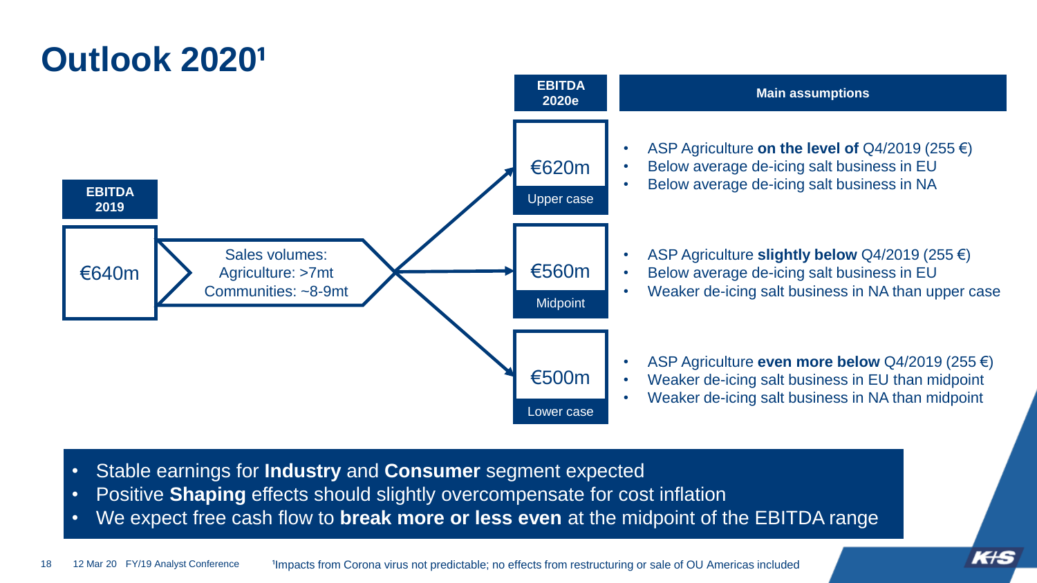# Outlook 2020[1]

| EBITDA 2019 | | EBITDA 2020e | Main assumptions |
|---|---|---|---|
| €640m | Sales volumes: Agriculture: >7mt Communities: ~8-9mt | €620m Upper case | • ASP Agriculture **on the level of** Q4/2019 (255 €) • Below average de-icing salt business in EU • Below average de-icing salt business in NA |
| | | €560m Midpoint | • ASP Agriculture **slightly below** Q4/2019 (255 €) • Below average de-icing salt business in EU • Weaker de-icing salt business in NA than upper case |
| | | €500m Lower case | • ASP Agriculture **even more below** Q4/2019 (255 €) • Weaker de-icing salt business in EU than midpoint • Weaker de-icing salt business in NA than midpoint |

- Stable earnings for **Industry** and **Consumer** segment expected
- Positive **Shaping** effects should slightly overcompensate for cost inflation
- We expect free cash flow to **break more or less even** at the midpoint of the EBITDA range

[1]Impacts from Corona virus not predictable; no effects from restructuring or sale of OU Americas included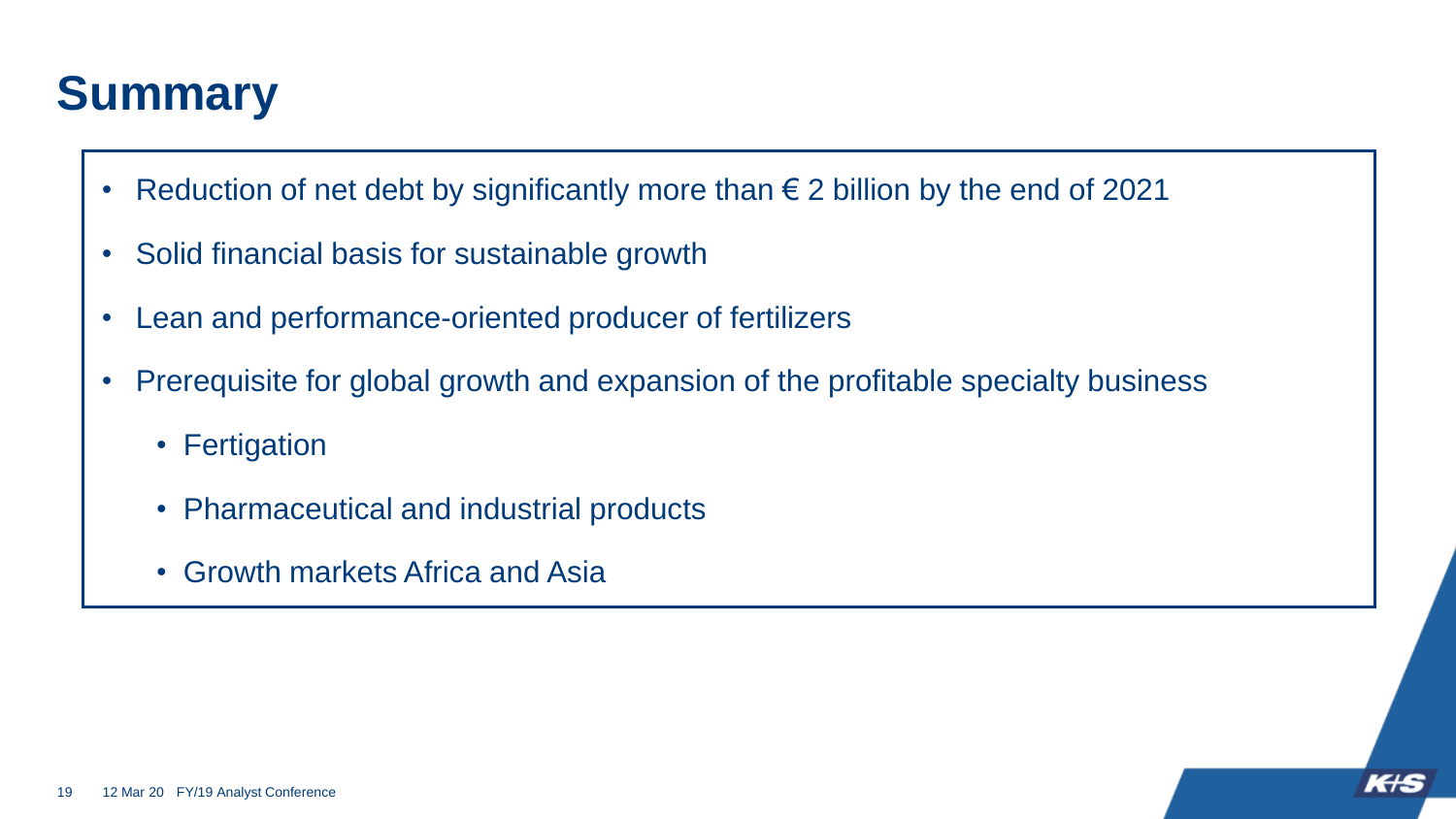# Summary

- Reduction of net debt by significantly more than € 2 billion by the end of 2021
- Solid financial basis for sustainable growth
- Lean and performance-oriented producer of fertilizers
- Prerequisite for global growth and expansion of the profitable specialty business
  - Fertigation
  - Pharmaceutical and industrial products
  - Growth markets Africa and Asia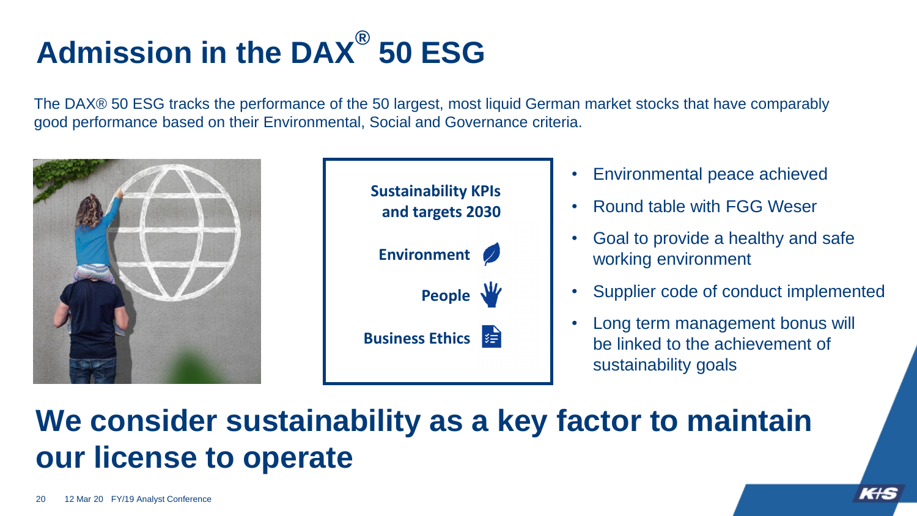# Admission in the DAX® 50 ESG

The DAX® 50 ESG tracks the performance of the 50 largest, most liquid German market stocks that have comparably good performance based on their Environmental, Social and Governance criteria.

**Sustainability KPIs and targets 2030**

**Environment**

**People**

**Business Ethics**

- Environmental peace achieved
- Round table with FGG Weser
- Goal to provide a healthy and safe working environment
- Supplier code of conduct implemented
- Long term management bonus will be linked to the achievement of sustainability goals

## We consider sustainability as a key factor to maintain our license to operate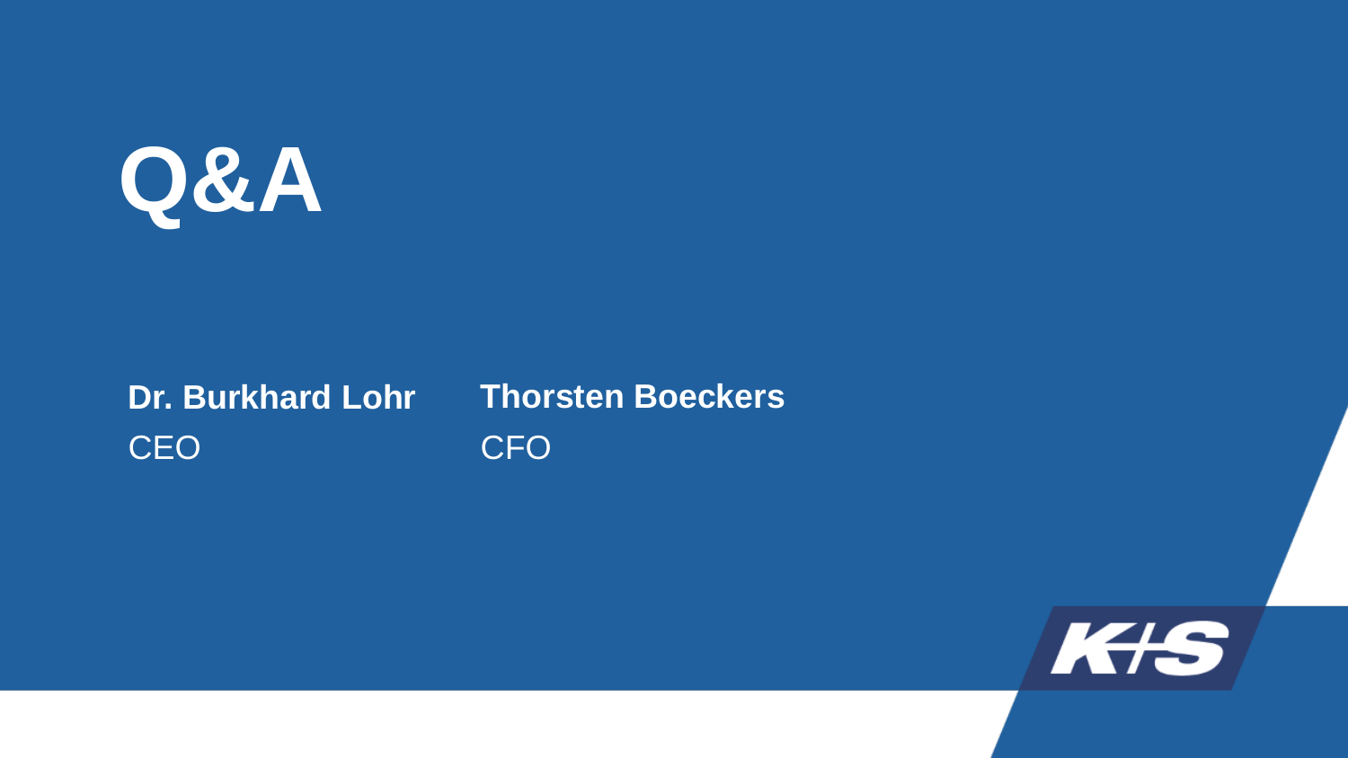# Q&A

**Dr. Burkhard Lohr**
CEO

**Thorsten Boeckers**
CFO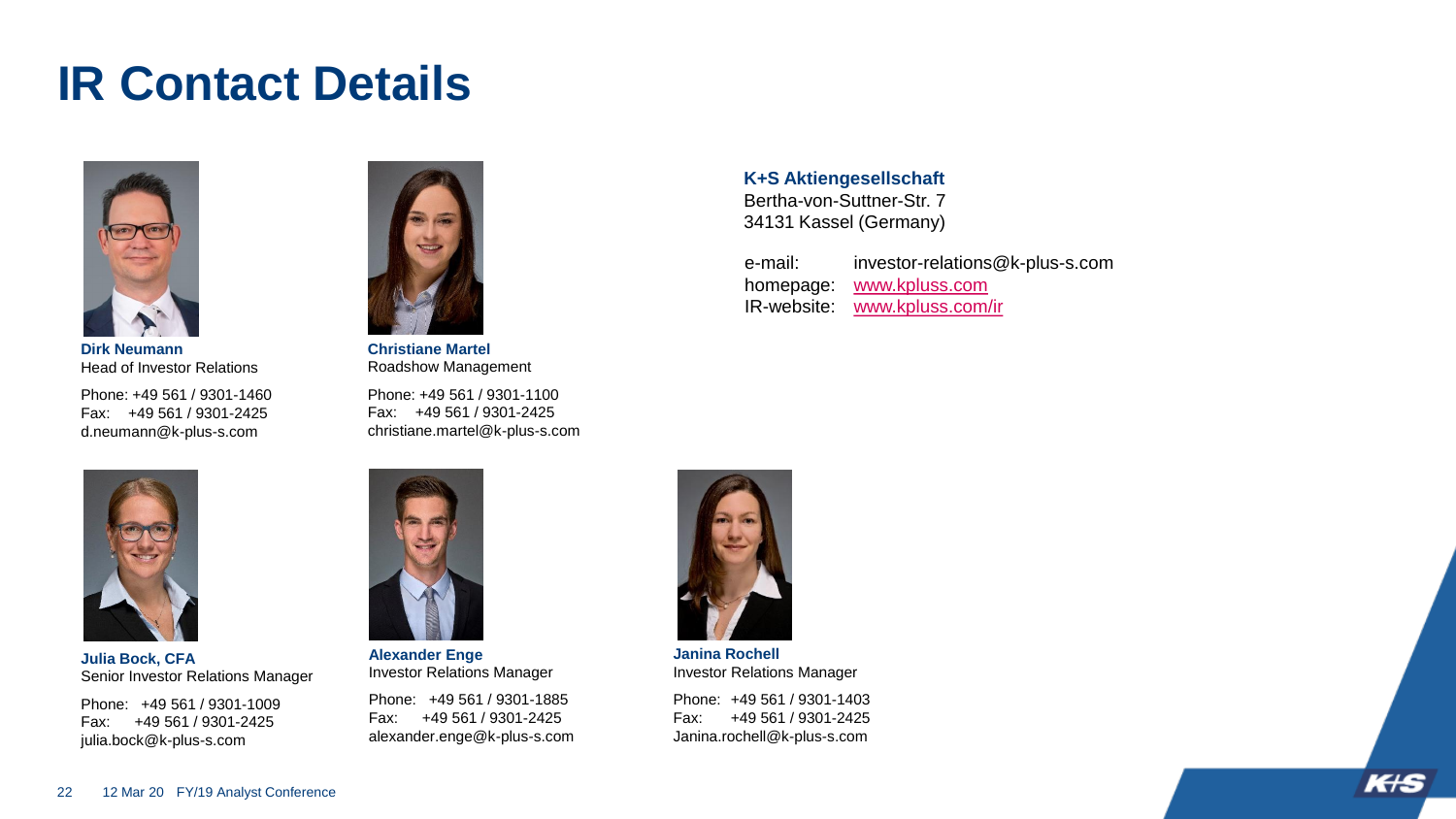# IR Contact Details

**Dirk Neumann**
Head of Investor Relations

Phone: +49 561 / 9301-1460
Fax: +49 561 / 9301-2425
d.neumann@k-plus-s.com

**Christiane Martel**
Roadshow Management

Phone: +49 561 / 9301-1100
Fax: +49 561 / 9301-2425
christiane.martel@k-plus-s.com

**K+S Aktiengesellschaft**
Bertha-von-Suttner-Str. 7
34131 Kassel (Germany)

e-mail: investor-relations@k-plus-s.com
homepage: www.kpluss.com
IR-website: www.kpluss.com/ir

**Julia Bock, CFA**
Senior Investor Relations Manager

Phone: +49 561 / 9301-1009
Fax: +49 561 / 9301-2425
julia.bock@k-plus-s.com

**Alexander Enge**
Investor Relations Manager

Phone: +49 561 / 9301-1885
Fax: +49 561 / 9301-2425
alexander.enge@k-plus-s.com

**Janina Rochell**
Investor Relations Manager

Phone: +49 561 / 9301-1403
Fax: +49 561 / 9301-2425
Janina.rochell@k-plus-s.com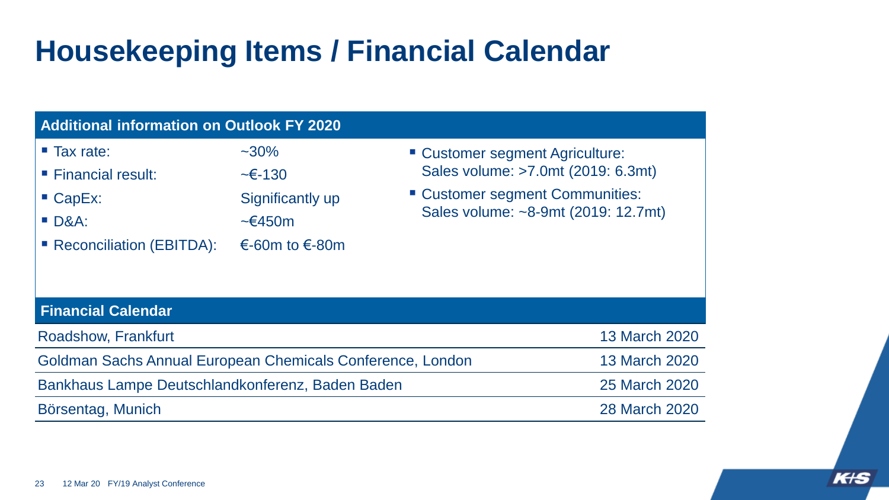# Housekeeping Items / Financial Calendar

## Additional information on Outlook FY 2020

- Tax rate: ~30%
- Financial result: ~€-130
- CapEx: Significantly up
- D&A: ~€450m
- Reconciliation (EBITDA): €-60m to €-80m

- Customer segment Agriculture: Sales volume: >7.0mt (2019: 6.3mt)
- Customer segment Communities: Sales volume: ~8-9mt (2019: 12.7mt)

## Financial Calendar

| Event | Date |
|---|---|
| Roadshow, Frankfurt | 13 March 2020 |
| Goldman Sachs Annual European Chemicals Conference, London | 13 March 2020 |
| Bankhaus Lampe Deutschlandkonferenz, Baden Baden | 25 March 2020 |
| Börsentag, Munich | 28 March 2020 |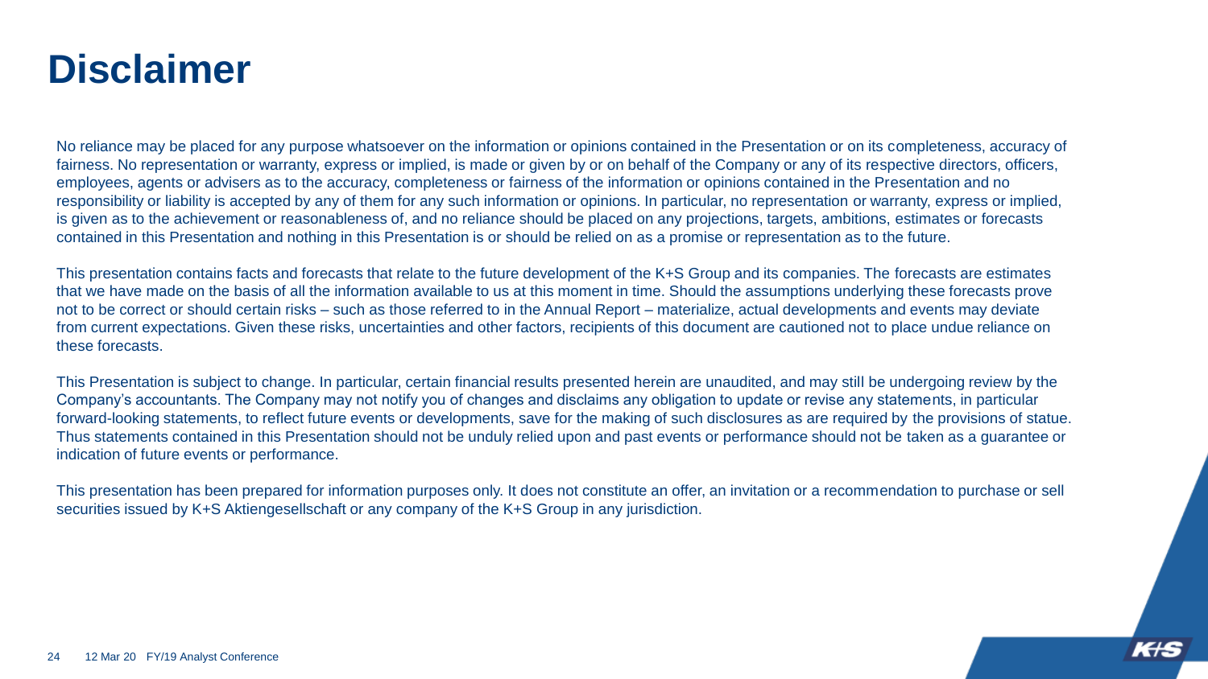# Disclaimer

No reliance may be placed for any purpose whatsoever on the information or opinions contained in the Presentation or on its completeness, accuracy of fairness. No representation or warranty, express or implied, is made or given by or on behalf of the Company or any of its respective directors, officers, employees, agents or advisers as to the accuracy, completeness or fairness of the information or opinions contained in the Presentation and no responsibility or liability is accepted by any of them for any such information or opinions. In particular, no representation or warranty, express or implied, is given as to the achievement or reasonableness of, and no reliance should be placed on any projections, targets, ambitions, estimates or forecasts contained in this Presentation and nothing in this Presentation is or should be relied on as a promise or representation as to the future.

This presentation contains facts and forecasts that relate to the future development of the K+S Group and its companies. The forecasts are estimates that we have made on the basis of all the information available to us at this moment in time. Should the assumptions underlying these forecasts prove not to be correct or should certain risks – such as those referred to in the Annual Report – materialize, actual developments and events may deviate from current expectations. Given these risks, uncertainties and other factors, recipients of this document are cautioned not to place undue reliance on these forecasts.

This Presentation is subject to change. In particular, certain financial results presented herein are unaudited, and may still be undergoing review by the Company's accountants. The Company may not notify you of changes and disclaims any obligation to update or revise any statements, in particular forward-looking statements, to reflect future events or developments, save for the making of such disclosures as are required by the provisions of statue. Thus statements contained in this Presentation should not be unduly relied upon and past events or performance should not be taken as a guarantee or indication of future events or performance.

This presentation has been prepared for information purposes only. It does not constitute an offer, an invitation or a recommendation to purchase or sell securities issued by K+S Aktiengesellschaft or any company of the K+S Group in any jurisdiction.